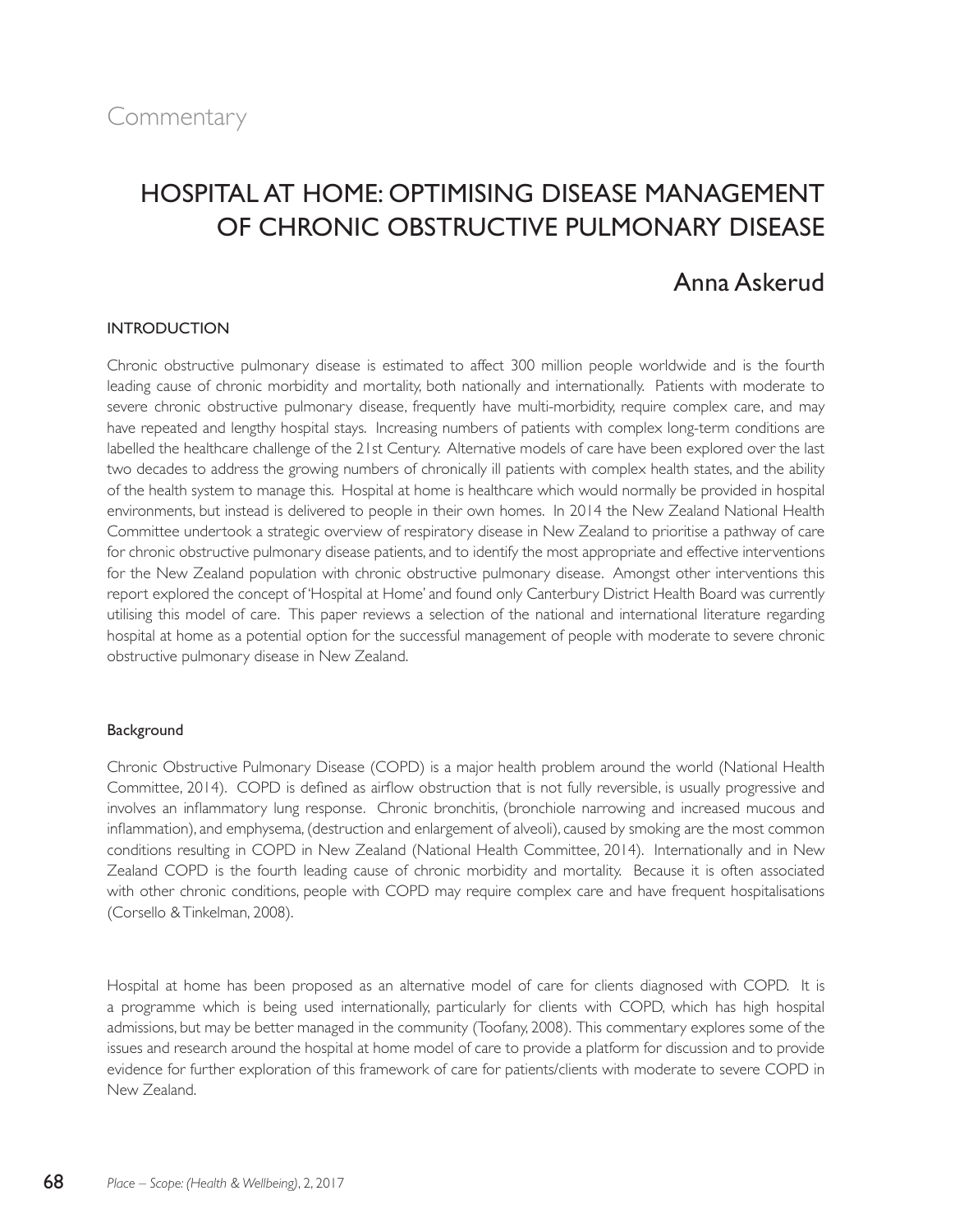Commentary

# HOSPITAL AT HOME: OPTIMISING DISEASE MANAGEMENT OF CHRONIC OBSTRUCTIVE PULMONARY DISEASE

Anna Askerud

## INTRODUCTION

Chronic obstructive pulmonary disease is estimated to affect 300 million people worldwide and is the fourth leading cause of chronic morbidity and mortality, both nationally and internationally. Patients with moderate to severe chronic obstructive pulmonary disease, frequently have multi-morbidity, require complex care, and may have repeated and lengthy hospital stays. Increasing numbers of patients with complex long-term conditions are labelled the healthcare challenge of the 21st Century. Alternative models of care have been explored over the last two decades to address the growing numbers of chronically ill patients with complex health states, and the ability of the health system to manage this. Hospital at home is healthcare which would normally be provided in hospital environments, but instead is delivered to people in their own homes. In 2014 the New Zealand National Health Committee undertook a strategic overview of respiratory disease in New Zealand to prioritise a pathway of care for chronic obstructive pulmonary disease patients, and to identify the most appropriate and effective interventions for the New Zealand population with chronic obstructive pulmonary disease. Amongst other interventions this report explored the concept of 'Hospital at Home' and found only Canterbury District Health Board was currently utilising this model of care. This paper reviews a selection of the national and international literature regarding hospital at home as a potential option for the successful management of people with moderate to severe chronic obstructive pulmonary disease in New Zealand.

### Background

Chronic Obstructive Pulmonary Disease (COPD) is a major health problem around the world (National Health Committee, 2014). COPD is defined as airflow obstruction that is not fully reversible, is usually progressive and involves an inflammatory lung response. Chronic bronchitis, (bronchiole narrowing and increased mucous and inflammation), and emphysema, (destruction and enlargement of alveoli), caused by smoking are the most common conditions resulting in COPD in New Zealand (National Health Committee, 2014). Internationally and in New Zealand COPD is the fourth leading cause of chronic morbidity and mortality. Because it is often associated with other chronic conditions, people with COPD may require complex care and have frequent hospitalisations (Corsello & Tinkelman, 2008).

Hospital at home has been proposed as an alternative model of care for clients diagnosed with COPD. It is a programme which is being used internationally, particularly for clients with COPD, which has high hospital admissions, but may be better managed in the community (Toofany, 2008). This commentary explores some of the issues and research around the hospital at home model of care to provide a platform for discussion and to provide evidence for further exploration of this framework of care for patients/clients with moderate to severe COPD in New Zealand.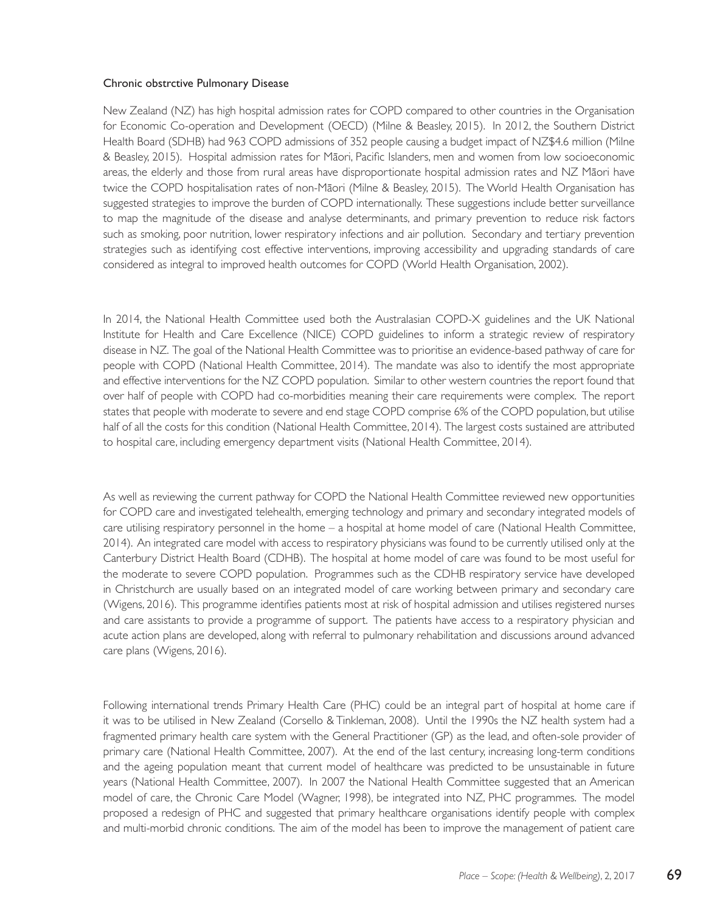### Chronic obstrctive Pulmonary Disease

New Zealand (NZ) has high hospital admission rates for COPD compared to other countries in the Organisation for Economic Co-operation and Development (OECD) (Milne & Beasley, 2015). In 2012, the Southern District Health Board (SDHB) had 963 COPD admissions of 352 people causing a budget impact of NZ$4.6 million (Milne & Beasley, 2015). Hospital admission rates for Māori, Pacific Islanders, men and women from low socioeconomic areas, the elderly and those from rural areas have disproportionate hospital admission rates and NZ Māori have twice the COPD hospitalisation rates of non-Māori (Milne & Beasley, 2015). The World Health Organisation has suggested strategies to improve the burden of COPD internationally. These suggestions include better surveillance to map the magnitude of the disease and analyse determinants, and primary prevention to reduce risk factors such as smoking, poor nutrition, lower respiratory infections and air pollution. Secondary and tertiary prevention strategies such as identifying cost effective interventions, improving accessibility and upgrading standards of care considered as integral to improved health outcomes for COPD (World Health Organisation, 2002).

In 2014, the National Health Committee used both the Australasian COPD-X guidelines and the UK National Institute for Health and Care Excellence (NICE) COPD guidelines to inform a strategic review of respiratory disease in NZ. The goal of the National Health Committee was to prioritise an evidence-based pathway of care for people with COPD (National Health Committee, 2014). The mandate was also to identify the most appropriate and effective interventions for the NZ COPD population. Similar to other western countries the report found that over half of people with COPD had co-morbidities meaning their care requirements were complex. The report states that people with moderate to severe and end stage COPD comprise 6% of the COPD population, but utilise half of all the costs for this condition (National Health Committee, 2014). The largest costs sustained are attributed to hospital care, including emergency department visits (National Health Committee, 2014).

As well as reviewing the current pathway for COPD the National Health Committee reviewed new opportunities for COPD care and investigated telehealth, emerging technology and primary and secondary integrated models of care utilising respiratory personnel in the home – a hospital at home model of care (National Health Committee, 2014). An integrated care model with access to respiratory physicians was found to be currently utilised only at the Canterbury District Health Board (CDHB). The hospital at home model of care was found to be most useful for the moderate to severe COPD population. Programmes such as the CDHB respiratory service have developed in Christchurch are usually based on an integrated model of care working between primary and secondary care (Wigens, 2016). This programme identifies patients most at risk of hospital admission and utilises registered nurses and care assistants to provide a programme of support. The patients have access to a respiratory physician and acute action plans are developed, along with referral to pulmonary rehabilitation and discussions around advanced care plans (Wigens, 2016).

Following international trends Primary Health Care (PHC) could be an integral part of hospital at home care if it was to be utilised in New Zealand (Corsello & Tinkleman, 2008). Until the 1990s the NZ health system had a fragmented primary health care system with the General Practitioner (GP) as the lead, and often-sole provider of primary care (National Health Committee, 2007). At the end of the last century, increasing long-term conditions and the ageing population meant that current model of healthcare was predicted to be unsustainable in future years (National Health Committee, 2007). In 2007 the National Health Committee suggested that an American model of care, the Chronic Care Model (Wagner, 1998), be integrated into NZ, PHC programmes. The model proposed a redesign of PHC and suggested that primary healthcare organisations identify people with complex and multi-morbid chronic conditions. The aim of the model has been to improve the management of patient care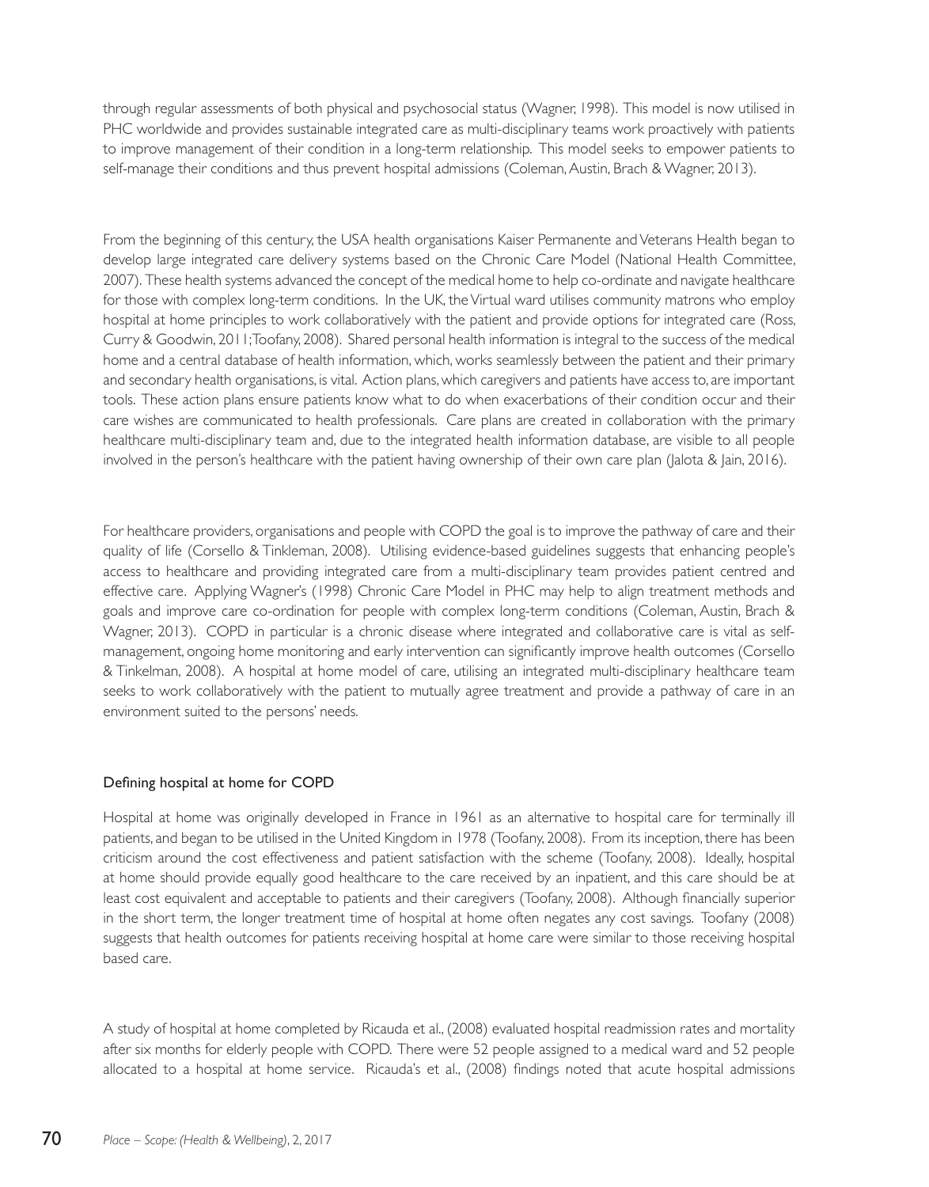through regular assessments of both physical and psychosocial status (Wagner, 1998). This model is now utilised in PHC worldwide and provides sustainable integrated care as multi-disciplinary teams work proactively with patients to improve management of their condition in a long-term relationship. This model seeks to empower patients to self-manage their conditions and thus prevent hospital admissions (Coleman, Austin, Brach & Wagner, 2013).

From the beginning of this century, the USA health organisations Kaiser Permanente and Veterans Health began to develop large integrated care delivery systems based on the Chronic Care Model (National Health Committee, 2007). These health systems advanced the concept of the medical home to help co-ordinate and navigate healthcare for those with complex long-term conditions. In the UK, the Virtual ward utilises community matrons who employ hospital at home principles to work collaboratively with the patient and provide options for integrated care (Ross, Curry & Goodwin, 2011; Toofany, 2008). Shared personal health information is integral to the success of the medical home and a central database of health information, which, works seamlessly between the patient and their primary and secondary health organisations, is vital. Action plans, which caregivers and patients have access to, are important tools. These action plans ensure patients know what to do when exacerbations of their condition occur and their care wishes are communicated to health professionals. Care plans are created in collaboration with the primary healthcare multi-disciplinary team and, due to the integrated health information database, are visible to all people involved in the person's healthcare with the patient having ownership of their own care plan (Jalota & Jain, 2016).

For healthcare providers, organisations and people with COPD the goal is to improve the pathway of care and their quality of life (Corsello & Tinkleman, 2008). Utilising evidence-based guidelines suggests that enhancing people's access to healthcare and providing integrated care from a multi-disciplinary team provides patient centred and effective care. Applying Wagner's (1998) Chronic Care Model in PHC may help to align treatment methods and goals and improve care co-ordination for people with complex long-term conditions (Coleman, Austin, Brach & Wagner, 2013). COPD in particular is a chronic disease where integrated and collaborative care is vital as self-management, ongoing home monitoring and early intervention can significantly improve health outcomes (Corsello & Tinkelman, 2008). A hospital at home model of care, utilising an integrated multi-disciplinary healthcare team seeks to work collaboratively with the patient to mutually agree treatment and provide a pathway of care in an environment suited to the persons' needs.

## Defining hospital at home for COPD

Hospital at home was originally developed in France in 1961 as an alternative to hospital care for terminally ill patients, and began to be utilised in the United Kingdom in 1978 (Toofany, 2008). From its inception, there has been criticism around the cost effectiveness and patient satisfaction with the scheme (Toofany, 2008). Ideally, hospital at home should provide equally good healthcare to the care received by an inpatient, and this care should be at least cost equivalent and acceptable to patients and their caregivers (Toofany, 2008). Although financially superior in the short term, the longer treatment time of hospital at home often negates any cost savings. Toofany (2008) suggests that health outcomes for patients receiving hospital at home care were similar to those receiving hospital based care.

A study of hospital at home completed by Ricauda et al., (2008) evaluated hospital readmission rates and mortality after six months for elderly people with COPD. There were 52 people assigned to a medical ward and 52 people allocated to a hospital at home service. Ricauda's et al., (2008) findings noted that acute hospital admissions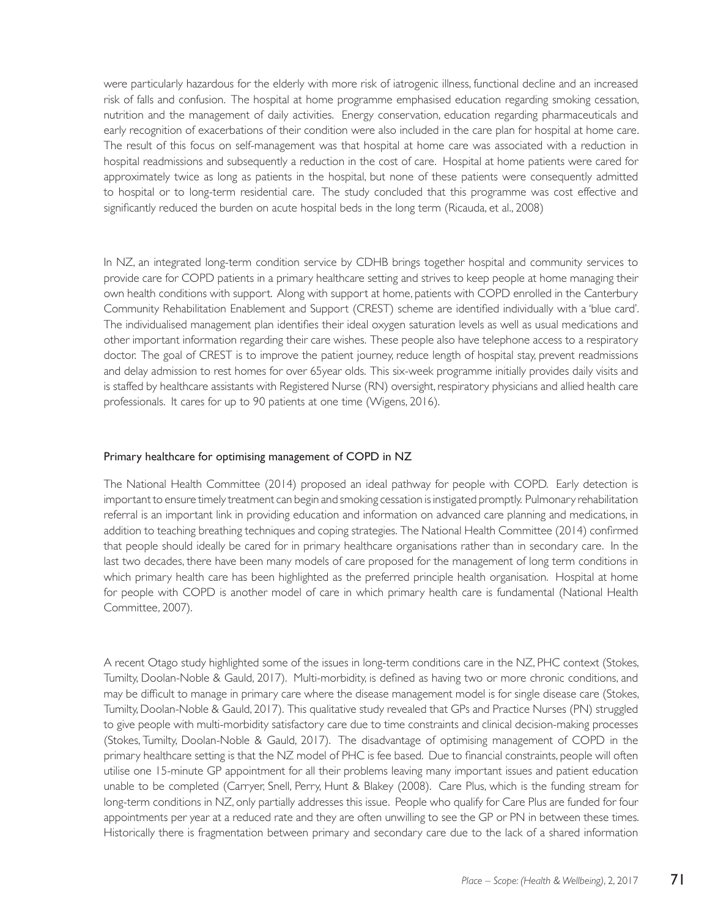were particularly hazardous for the elderly with more risk of iatrogenic illness, functional decline and an increased risk of falls and confusion. The hospital at home programme emphasised education regarding smoking cessation, nutrition and the management of daily activities. Energy conservation, education regarding pharmaceuticals and early recognition of exacerbations of their condition were also included in the care plan for hospital at home care. The result of this focus on self-management was that hospital at home care was associated with a reduction in hospital readmissions and subsequently a reduction in the cost of care. Hospital at home patients were cared for approximately twice as long as patients in the hospital, but none of these patients were consequently admitted to hospital or to long-term residential care. The study concluded that this programme was cost effective and significantly reduced the burden on acute hospital beds in the long term (Ricauda, et al., 2008)

In NZ, an integrated long-term condition service by CDHB brings together hospital and community services to provide care for COPD patients in a primary healthcare setting and strives to keep people at home managing their own health conditions with support. Along with support at home, patients with COPD enrolled in the Canterbury Community Rehabilitation Enablement and Support (CREST) scheme are identified individually with a 'blue card'. The individualised management plan identifies their ideal oxygen saturation levels as well as usual medications and other important information regarding their care wishes. These people also have telephone access to a respiratory doctor. The goal of CREST is to improve the patient journey, reduce length of hospital stay, prevent readmissions and delay admission to rest homes for over 65year olds. This six-week programme initially provides daily visits and is staffed by healthcare assistants with Registered Nurse (RN) oversight, respiratory physicians and allied health care professionals. It cares for up to 90 patients at one time (Wigens, 2016).

## Primary healthcare for optimising management of COPD in NZ

The National Health Committee (2014) proposed an ideal pathway for people with COPD. Early detection is important to ensure timely treatment can begin and smoking cessation is instigated promptly. Pulmonary rehabilitation referral is an important link in providing education and information on advanced care planning and medications, in addition to teaching breathing techniques and coping strategies. The National Health Committee (2014) confirmed that people should ideally be cared for in primary healthcare organisations rather than in secondary care. In the last two decades, there have been many models of care proposed for the management of long term conditions in which primary health care has been highlighted as the preferred principle health organisation. Hospital at home for people with COPD is another model of care in which primary health care is fundamental (National Health Committee, 2007).

A recent Otago study highlighted some of the issues in long-term conditions care in the NZ, PHC context (Stokes, Tumilty, Doolan-Noble & Gauld, 2017). Multi-morbidity, is defined as having two or more chronic conditions, and may be difficult to manage in primary care where the disease management model is for single disease care (Stokes, Tumilty, Doolan-Noble & Gauld, 2017). This qualitative study revealed that GPs and Practice Nurses (PN) struggled to give people with multi-morbidity satisfactory care due to time constraints and clinical decision-making processes (Stokes, Tumilty, Doolan-Noble & Gauld, 2017). The disadvantage of optimising management of COPD in the primary healthcare setting is that the NZ model of PHC is fee based. Due to financial constraints, people will often utilise one 15-minute GP appointment for all their problems leaving many important issues and patient education unable to be completed (Carryer, Snell, Perry, Hunt & Blakey (2008). Care Plus, which is the funding stream for long-term conditions in NZ, only partially addresses this issue. People who qualify for Care Plus are funded for four appointments per year at a reduced rate and they are often unwilling to see the GP or PN in between these times. Historically there is fragmentation between primary and secondary care due to the lack of a shared information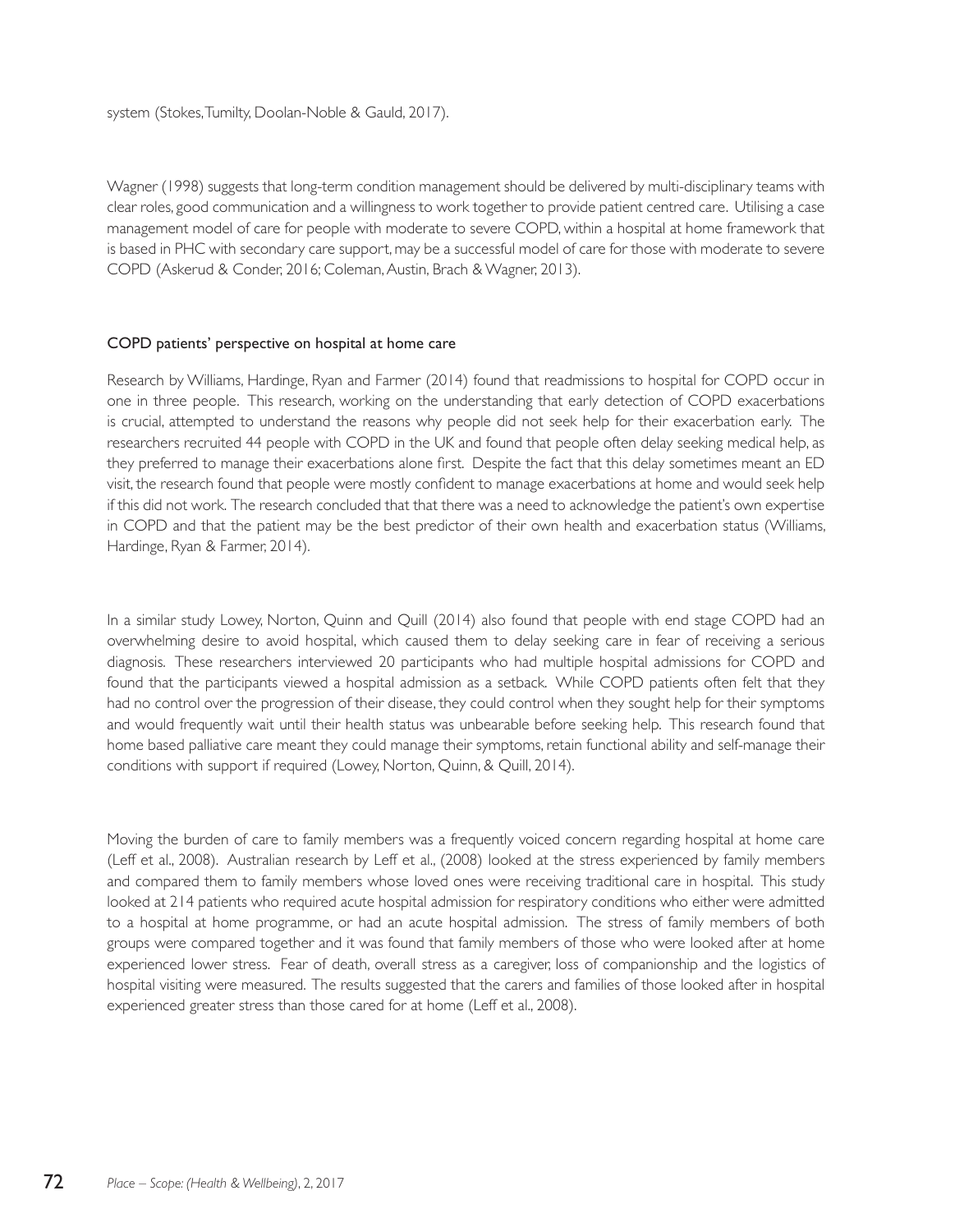system (Stokes, Tumilty, Doolan-Noble & Gauld, 2017).

Wagner (1998) suggests that long-term condition management should be delivered by multi-disciplinary teams with clear roles, good communication and a willingness to work together to provide patient centred care. Utilising a case management model of care for people with moderate to severe COPD, within a hospital at home framework that is based in PHC with secondary care support, may be a successful model of care for those with moderate to severe COPD (Askerud & Conder, 2016; Coleman, Austin, Brach & Wagner, 2013).

## COPD patients' perspective on hospital at home care

Research by Williams, Hardinge, Ryan and Farmer (2014) found that readmissions to hospital for COPD occur in one in three people. This research, working on the understanding that early detection of COPD exacerbations is crucial, attempted to understand the reasons why people did not seek help for their exacerbation early. The researchers recruited 44 people with COPD in the UK and found that people often delay seeking medical help, as they preferred to manage their exacerbations alone first. Despite the fact that this delay sometimes meant an ED visit, the research found that people were mostly confident to manage exacerbations at home and would seek help if this did not work. The research concluded that that there was a need to acknowledge the patient's own expertise in COPD and that the patient may be the best predictor of their own health and exacerbation status (Williams, Hardinge, Ryan & Farmer, 2014).

In a similar study Lowey, Norton, Quinn and Quill (2014) also found that people with end stage COPD had an overwhelming desire to avoid hospital, which caused them to delay seeking care in fear of receiving a serious diagnosis. These researchers interviewed 20 participants who had multiple hospital admissions for COPD and found that the participants viewed a hospital admission as a setback. While COPD patients often felt that they had no control over the progression of their disease, they could control when they sought help for their symptoms and would frequently wait until their health status was unbearable before seeking help. This research found that home based palliative care meant they could manage their symptoms, retain functional ability and self-manage their conditions with support if required (Lowey, Norton, Quinn, & Quill, 2014).

Moving the burden of care to family members was a frequently voiced concern regarding hospital at home care (Leff et al., 2008). Australian research by Leff et al., (2008) looked at the stress experienced by family members and compared them to family members whose loved ones were receiving traditional care in hospital. This study looked at 214 patients who required acute hospital admission for respiratory conditions who either were admitted to a hospital at home programme, or had an acute hospital admission. The stress of family members of both groups were compared together and it was found that family members of those who were looked after at home experienced lower stress. Fear of death, overall stress as a caregiver, loss of companionship and the logistics of hospital visiting were measured. The results suggested that the carers and families of those looked after in hospital experienced greater stress than those cared for at home (Leff et al., 2008).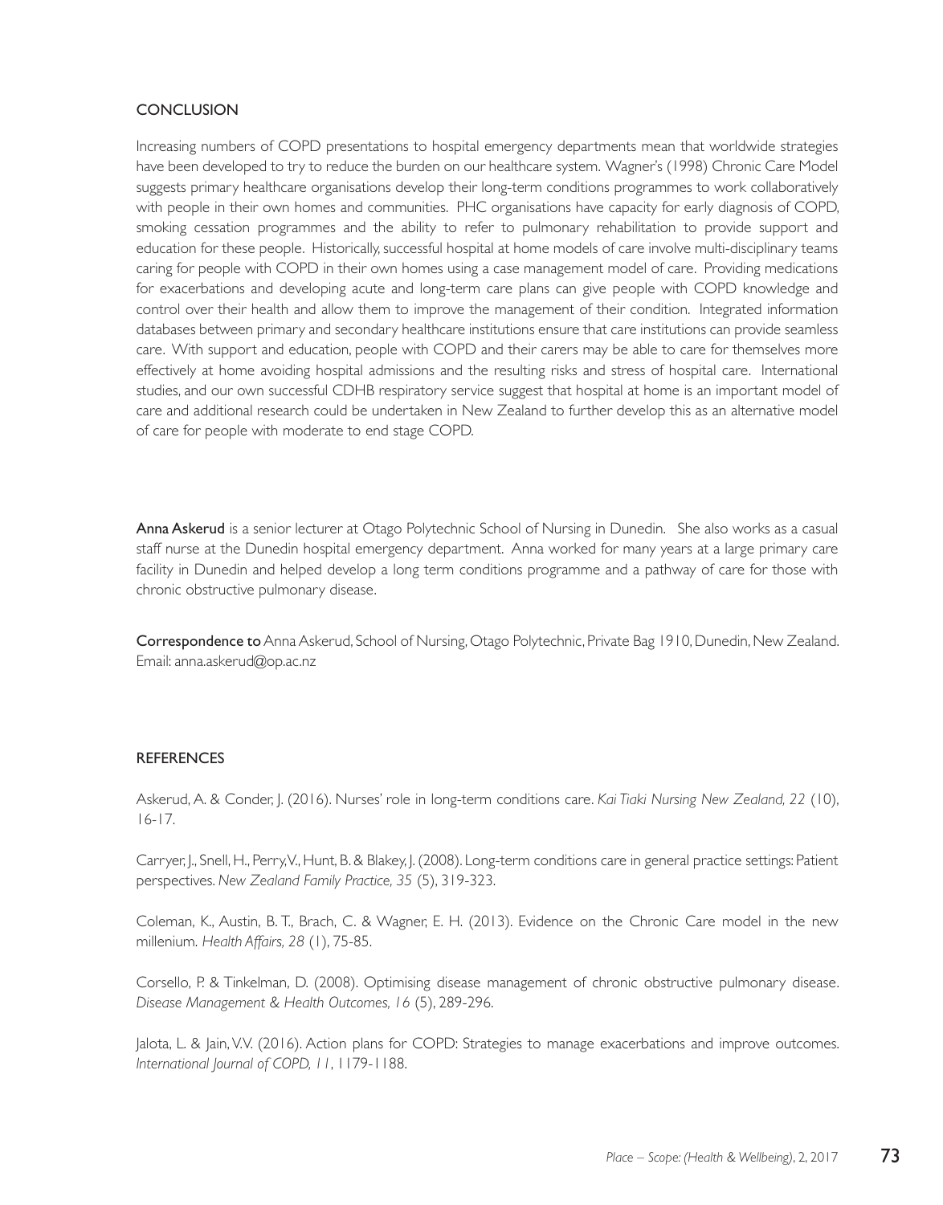## CONCLUSION

Increasing numbers of COPD presentations to hospital emergency departments mean that worldwide strategies have been developed to try to reduce the burden on our healthcare system. Wagner's (1998) Chronic Care Model suggests primary healthcare organisations develop their long-term conditions programmes to work collaboratively with people in their own homes and communities. PHC organisations have capacity for early diagnosis of COPD, smoking cessation programmes and the ability to refer to pulmonary rehabilitation to provide support and education for these people. Historically, successful hospital at home models of care involve multi-disciplinary teams caring for people with COPD in their own homes using a case management model of care. Providing medications for exacerbations and developing acute and long-term care plans can give people with COPD knowledge and control over their health and allow them to improve the management of their condition. Integrated information databases between primary and secondary healthcare institutions ensure that care institutions can provide seamless care. With support and education, people with COPD and their carers may be able to care for themselves more effectively at home avoiding hospital admissions and the resulting risks and stress of hospital care. International studies, and our own successful CDHB respiratory service suggest that hospital at home is an important model of care and additional research could be undertaken in New Zealand to further develop this as an alternative model of care for people with moderate to end stage COPD.

**Anna Askerud** is a senior lecturer at Otago Polytechnic School of Nursing in Dunedin. She also works as a casual staff nurse at the Dunedin hospital emergency department. Anna worked for many years at a large primary care facility in Dunedin and helped develop a long term conditions programme and a pathway of care for those with chronic obstructive pulmonary disease.

**Correspondence to** Anna Askerud, School of Nursing, Otago Polytechnic, Private Bag 1910, Dunedin, New Zealand. Email: anna.askerud@op.ac.nz

## REFERENCES

Askerud, A. & Conder, J. (2016). Nurses' role in long-term conditions care. *Kai Tiaki Nursing New Zealand, 22* (10), 16-17.

Carryer, J., Snell, H., Perry, V., Hunt, B. & Blakey, J. (2008). Long-term conditions care in general practice settings: Patient perspectives. *New Zealand Family Practice, 35* (5), 319-323.

Coleman, K., Austin, B. T., Brach, C. & Wagner, E. H. (2013). Evidence on the Chronic Care model in the new millenium. *Health Affairs, 28* (1), 75-85.

Corsello, P. & Tinkelman, D. (2008). Optimising disease management of chronic obstructive pulmonary disease. *Disease Management & Health Outcomes, 16* (5), 289-296.

Jalota, L. & Jain, V.V. (2016). Action plans for COPD: Strategies to manage exacerbations and improve outcomes. *International Journal of COPD, 11*, 1179-1188.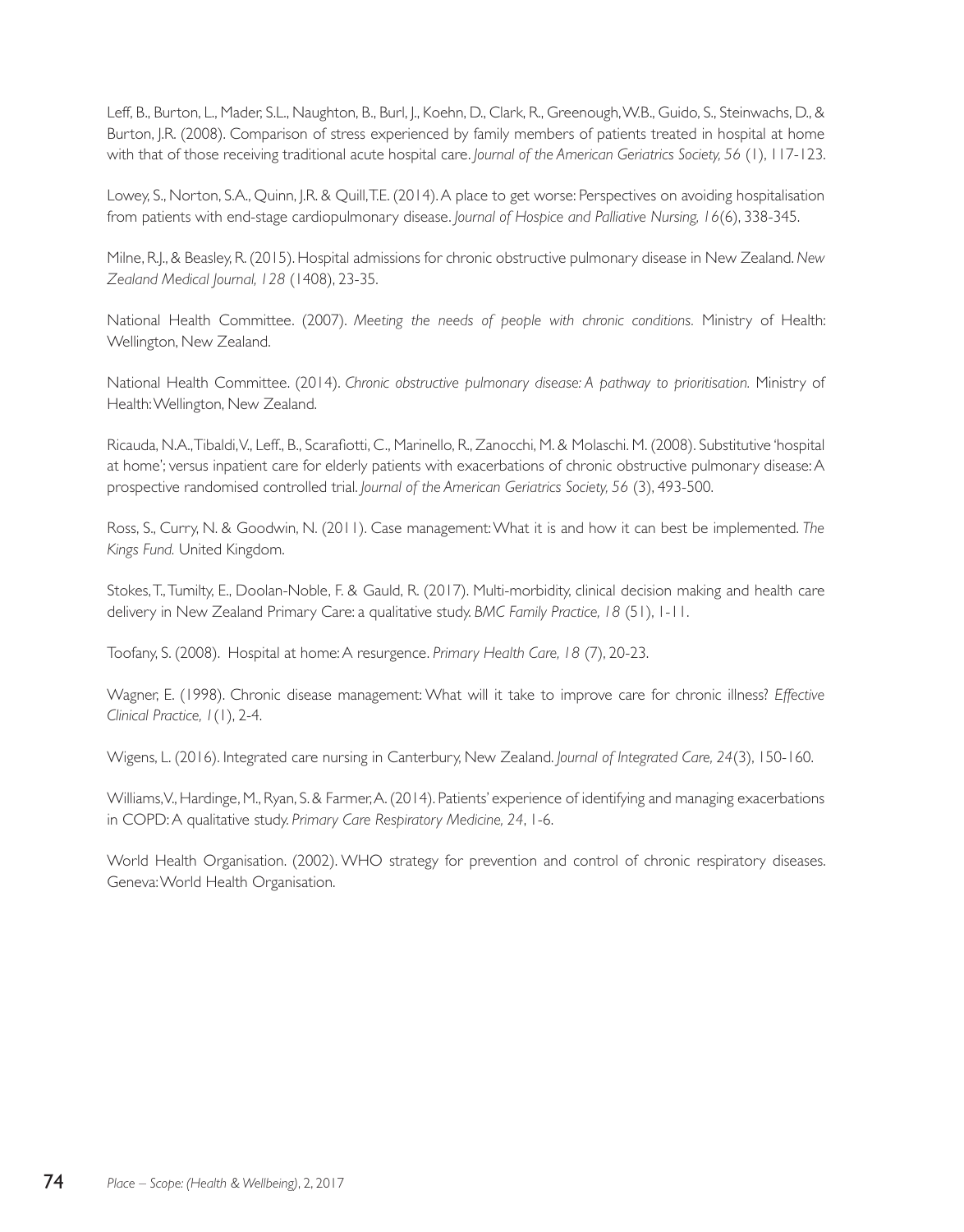Leff, B., Burton, L., Mader, S.L., Naughton, B., Burl, J., Koehn, D., Clark, R., Greenough, W.B., Guido, S., Steinwachs, D., & Burton, J.R. (2008). Comparison of stress experienced by family members of patients treated in hospital at home with that of those receiving traditional acute hospital care. *Journal of the American Geriatrics Society, 56* (1), 117-123.

Lowey, S., Norton, S.A., Quinn, J.R. & Quill, T.E. (2014). A place to get worse: Perspectives on avoiding hospitalisation from patients with end-stage cardiopulmonary disease. *Journal of Hospice and Palliative Nursing, 16*(6), 338-345.

Milne, R.J., & Beasley, R. (2015). Hospital admissions for chronic obstructive pulmonary disease in New Zealand. *New Zealand Medical Journal, 128* (1408), 23-35.

National Health Committee. (2007). *Meeting the needs of people with chronic conditions*. Ministry of Health: Wellington, New Zealand.

National Health Committee. (2014). *Chronic obstructive pulmonary disease: A pathway to prioritisation.* Ministry of Health: Wellington, New Zealand.

Ricauda, N.A., Tibaldi, V., Leff., B., Scarafiotti, C., Marinello, R., Zanocchi, M. & Molaschi. M. (2008). Substitutive 'hospital at home'; versus inpatient care for elderly patients with exacerbations of chronic obstructive pulmonary disease: A prospective randomised controlled trial. *Journal of the American Geriatrics Society, 56* (3), 493-500.

Ross, S., Curry, N. & Goodwin, N. (2011). Case management: What it is and how it can best be implemented. *The Kings Fund.* United Kingdom.

Stokes, T., Tumilty, E., Doolan-Noble, F. & Gauld, R. (2017). Multi-morbidity, clinical decision making and health care delivery in New Zealand Primary Care: a qualitative study. *BMC Family Practice, 18* (51), 1-11.

Toofany, S. (2008). Hospital at home: A resurgence. *Primary Health Care, 18* (7), 20-23.

Wagner, E. (1998). Chronic disease management: What will it take to improve care for chronic illness? *Effective Clinical Practice, 1*(1), 2-4.

Wigens, L. (2016). Integrated care nursing in Canterbury, New Zealand. *Journal of Integrated Care, 24*(3), 150-160.

Williams, V., Hardinge, M., Ryan, S. & Farmer, A. (2014). Patients' experience of identifying and managing exacerbations in COPD: A qualitative study. *Primary Care Respiratory Medicine, 24*, 1-6.

World Health Organisation. (2002). WHO strategy for prevention and control of chronic respiratory diseases. Geneva: World Health Organisation.